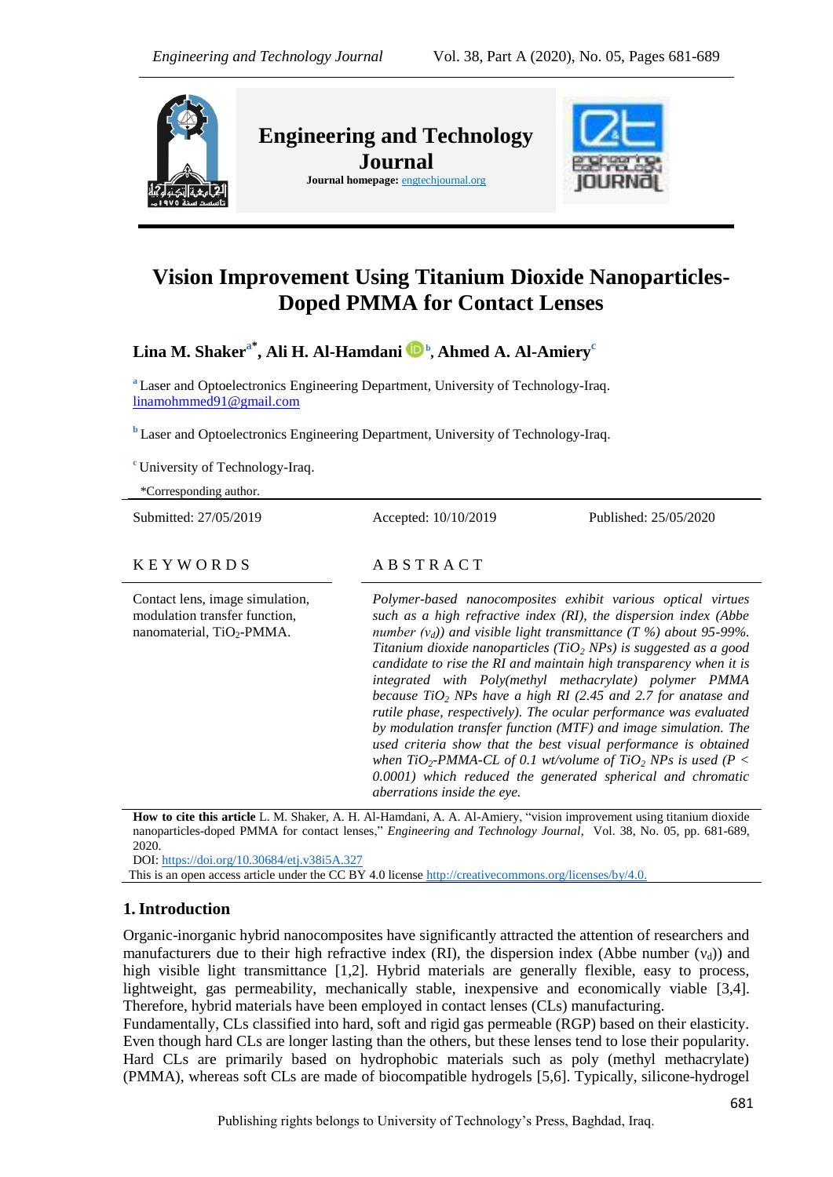# Vision Improvement Using Titanium Dioxide Nanoparticles-Doped PMMA for Contact Lenses

**Lina M. Shaker[a*], Ali H. Al-Hamdani[b], Ahmed A. Al-Amiery[c]**

[a] Laser and Optoelectronics Engineering Department, University of Technology-Iraq. linamohmmed91@gmail.com

[b] Laser and Optoelectronics Engineering Department, University of Technology-Iraq.

[c] University of Technology-Iraq.

*Corresponding author.

Submitted: 27/05/2019 | Accepted: 10/10/2019 | Published: 25/05/2020

## KEYWORDS

Contact lens, image simulation, modulation transfer function, nanomaterial, $TiO_2$-PMMA.

## ABSTRACT

*Polymer-based nanocomposites exhibit various optical virtues such as a high refractive index (RI), the dispersion index (Abbe number ($v_d$)) and visible light transmittance (T %) about 95-99%. Titanium dioxide nanoparticles ($TiO_2$ NPs) is suggested as a good candidate to rise the RI and maintain high transparency when it is integrated with Poly(methyl methacrylate) polymer PMMA because $TiO_2$ NPs have a high RI (2.45 and 2.7 for anatase and rutile phase, respectively). The ocular performance was evaluated by modulation transfer function (MTF) and image simulation. The used criteria show that the best visual performance is obtained when $TiO_2$-PMMA-CL of 0.1 wt/volume of $TiO_2$ NPs is used ($P < 0.0001$) which reduced the generated spherical and chromatic aberrations inside the eye.*

**How to cite this article** L. M. Shaker, A. H. Al-Hamdani, A. A. Al-Amiery, "vision improvement using titanium dioxide nanoparticles-doped PMMA for contact lenses," *Engineering and Technology Journal*, Vol. 38, No. 05, pp. 681-689, 2020.
DOI: https://doi.org/10.30684/etj.v38i5A.327
This is an open access article under the CC BY 4.0 license http://creativecommons.org/licenses/by/4.0.

## 1. Introduction

Organic-inorganic hybrid nanocomposites have significantly attracted the attention of researchers and manufacturers due to their high refractive index (RI), the dispersion index (Abbe number ($v_d$)) and high visible light transmittance [1,2]. Hybrid materials are generally flexible, easy to process, lightweight, gas permeability, mechanically stable, inexpensive and economically viable [3,4]. Therefore, hybrid materials have been employed in contact lenses (CLs) manufacturing.

Fundamentally, CLs classified into hard, soft and rigid gas permeable (RGP) based on their elasticity. Even though hard CLs are longer lasting than the others, but these lenses tend to lose their popularity. Hard CLs are primarily based on hydrophobic materials such as poly (methyl methacrylate) (PMMA), whereas soft CLs are made of biocompatible hydrogels [5,6]. Typically, silicone-hydrogel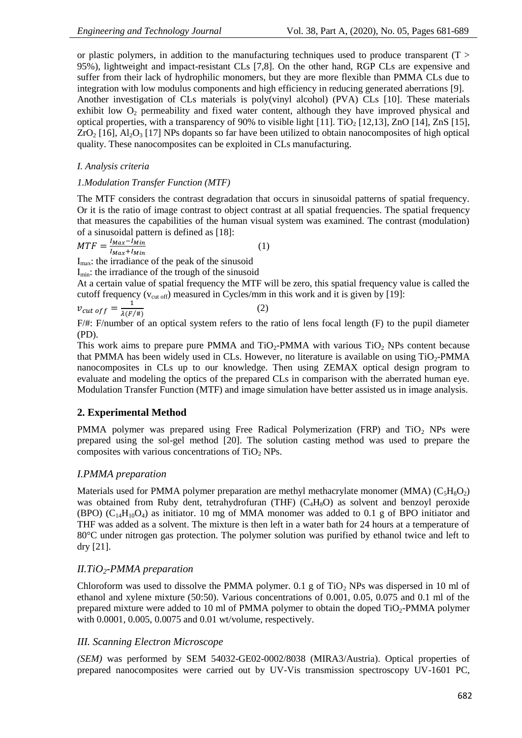or plastic polymers, in addition to the manufacturing techniques used to produce transparent ($T > 95\%$), lightweight and impact-resistant CLs [7,8]. On the other hand, RGP CLs are expensive and suffer from their lack of hydrophilic monomers, but they are more flexible than PMMA CLs due to integration with low modulus components and high efficiency in reducing generated aberrations [9]. Another investigation of CLs materials is poly(vinyl alcohol) (PVA) CLs [10]. These materials exhibit low $O_2$ permeability and fixed water content, although they have improved physical and optical properties, with a transparency of 90% to visible light [11]. $TiO_2$ [12,13], ZnO [14], ZnS [15], $ZrO_2$ [16], $Al_2O_3$ [17] NPs dopants so far have been utilized to obtain nanocomposites of high optical quality. These nanocomposites can be exploited in CLs manufacturing.

*I. Analysis criteria*

*1.Modulation Transfer Function (MTF)*

The MTF considers the contrast degradation that occurs in sinusoidal patterns of spatial frequency. Or it is the ratio of image contrast to object contrast at all spatial frequencies. The spatial frequency that measures the capabilities of the human visual system was examined. The contrast (modulation) of a sinusoidal pattern is defined as [18]:

$$MTF = \frac{I_{Max} - I_{Min}}{I_{Max} + I_{Min}} \quad (1)$$

$I_{max}$: the irradiance of the peak of the sinusoid

$I_{min}$: the irradiance of the trough of the sinusoid

At a certain value of spatial frequency the MTF will be zero, this spatial frequency value is called the cutoff frequency ($v_{cut\ off}$) measured in Cycles/mm in this work and it is given by [19]:

$$v_{cut\ off} = \frac{1}{\lambda(F/\#)} \quad (2)$$

F/#: F/number of an optical system refers to the ratio of lens focal length (F) to the pupil diameter (PD).

This work aims to prepare pure PMMA and $TiO_2$-PMMA with various $TiO_2$ NPs content because that PMMA has been widely used in CLs. However, no literature is available on using $TiO_2$-PMMA nanocomposites in CLs up to our knowledge. Then using ZEMAX optical design program to evaluate and modeling the optics of the prepared CLs in comparison with the aberrated human eye. Modulation Transfer Function (MTF) and image simulation have better assisted us in image analysis.

## 2. Experimental Method

PMMA polymer was prepared using Free Radical Polymerization (FRP) and $TiO_2$ NPs were prepared using the sol-gel method [20]. The solution casting method was used to prepare the composites with various concentrations of $TiO_2$ NPs.

### *I.PMMA preparation*

Materials used for PMMA polymer preparation are methyl methacrylate monomer (MMA) ($C_5H_8O_2$) was obtained from Ruby dent, tetrahydrofuran (THF) ($C_4H_8O$) as solvent and benzoyl peroxide (BPO) ($C_{14}H_{10}O_4$) as initiator. 10 mg of MMA monomer was added to 0.1 g of BPO initiator and THF was added as a solvent. The mixture is then left in a water bath for 24 hours at a temperature of 80°C under nitrogen gas protection. The polymer solution was purified by ethanol twice and left to dry [21].

### *II.$TiO_2$-PMMA preparation*

Chloroform was used to dissolve the PMMA polymer. 0.1 g of $TiO_2$ NPs was dispersed in 10 ml of ethanol and xylene mixture (50:50). Various concentrations of 0.001, 0.05, 0.075 and 0.1 ml of the prepared mixture were added to 10 ml of PMMA polymer to obtain the doped $TiO_2$-PMMA polymer with 0.0001, 0.005, 0.0075 and 0.01 wt/volume, respectively.

### *III. Scanning Electron Microscope*

*(SEM)* was performed by SEM 54032-GE02-0002/8038 (MIRA3/Austria). Optical properties of prepared nanocomposites were carried out by UV-Vis transmission spectroscopy UV-1601 PC,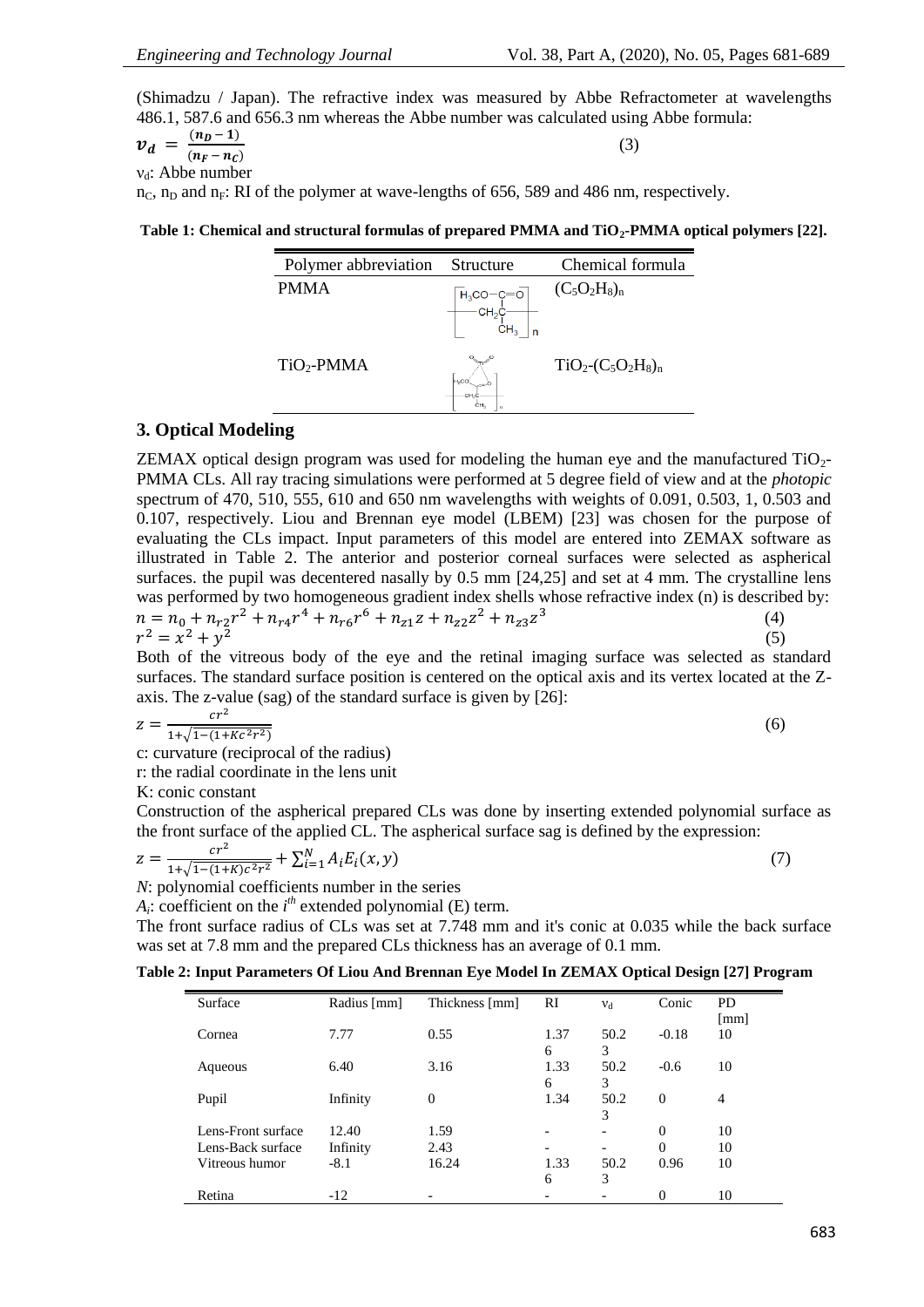(Shimadzu / Japan). The refractive index was measured by Abbe Refractometer at wavelengths 486.1, 587.6 and 656.3 nm whereas the Abbe number was calculated using Abbe formula:

$$\boldsymbol{v_d} = \frac{(\boldsymbol{n_D} - \mathbf{1})}{(\boldsymbol{n_F} - \boldsymbol{n_C})} \tag{3}$$

$v_d$: Abbe number

$n_C$, $n_D$ and $n_F$: RI of the polymer at wave-lengths of 656, 589 and 486 nm, respectively.

**Table 1: Chemical and structural formulas of prepared PMMA and $TiO_2$-PMMA optical polymers [22].**

| Polymer abbreviation | Structure | Chemical formula |
|---|---|---|
| PMMA | | $(C_5O_2H_8)_n$ |
| $TiO_2$-PMMA | | $TiO_2$-$(C_5O_2H_8)_n$ |

## 3. Optical Modeling

ZEMAX optical design program was used for modeling the human eye and the manufactured $TiO_2$-PMMA CLs. All ray tracing simulations were performed at 5 degree field of view and at the *photopic* spectrum of 470, 510, 555, 610 and 650 nm wavelengths with weights of 0.091, 0.503, 1, 0.503 and 0.107, respectively. Liou and Brennan eye model (LBEM) [23] was chosen for the purpose of evaluating the CLs impact. Input parameters of this model are entered into ZEMAX software as illustrated in Table 2. The anterior and posterior corneal surfaces were selected as aspherical surfaces. the pupil was decentered nasally by 0.5 mm [24,25] and set at 4 mm. The crystalline lens was performed by two homogeneous gradient index shells whose refractive index (n) is described by:

$$n = n_0 + n_{r2}r^2 + n_{r4}r^4 + n_{r6}r^6 + n_{z1}z + n_{z2}z^2 + n_{z3}z^3 \tag{4}$$

$$r^2 = x^2 + y^2 \tag{5}$$

Both of the vitreous body of the eye and the retinal imaging surface was selected as standard surfaces. The standard surface position is centered on the optical axis and its vertex located at the Z-axis. The z-value (sag) of the standard surface is given by [26]:

$$z = \frac{cr^2}{1+\sqrt{1-(1+Kc^2r^2)}} \tag{6}$$

c: curvature (reciprocal of the radius)

r: the radial coordinate in the lens unit

K: conic constant

Construction of the aspherical prepared CLs was done by inserting extended polynomial surface as the front surface of the applied CL. The aspherical surface sag is defined by the expression:

$$z = \frac{cr^2}{1+\sqrt{1-(1+K)c^2r^2}} + \sum_{i=1}^{N} A_i E_i(x,y) \tag{7}$$

*N*: polynomial coefficients number in the series

$A_i$: coefficient on the $i^{th}$ extended polynomial (E) term.

The front surface radius of CLs was set at 7.748 mm and it's conic at 0.035 while the back surface was set at 7.8 mm and the prepared CLs thickness has an average of 0.1 mm.

**Table 2: Input Parameters Of Liou And Brennan Eye Model In ZEMAX Optical Design [27] Program**

| Surface | Radius [mm] | Thickness [mm] | RI | $v_d$ | Conic | PD [mm] |
|---|---|---|---|---|---|---|
| Cornea | 7.77 | 0.55 | 1.376 | 50.23 | -0.18 | 10 |
| Aqueous | 6.40 | 3.16 | 1.336 | 50.23 | -0.6 | 10 |
| Pupil | Infinity | 0 | 1.34 | 50.23 | 0 | 4 |
| Lens-Front surface | 12.40 | 1.59 | - | - | 0 | 10 |
| Lens-Back surface | Infinity | 2.43 | - | - | 0 | 10 |
| Vitreous humor | -8.1 | 16.24 | 1.336 | 50.23 | 0.96 | 10 |
| Retina | -12 | - | - | - | 0 | 10 |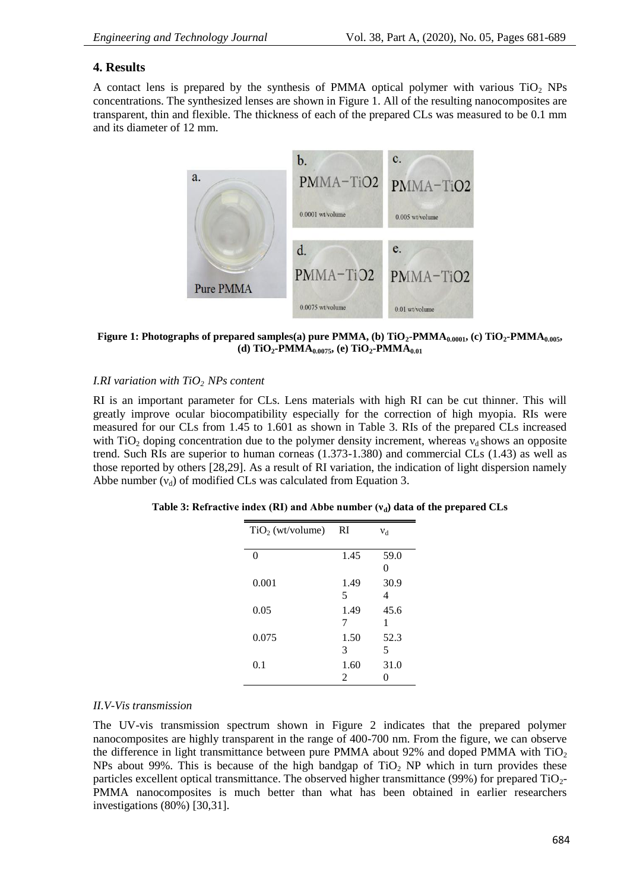## 4. Results

A contact lens is prepared by the synthesis of PMMA optical polymer with various $TiO_2$ NPs concentrations. The synthesized lenses are shown in Figure 1. All of the resulting nanocomposites are transparent, thin and flexible. The thickness of each of the prepared CLs was measured to be 0.1 mm and its diameter of 12 mm.

**Figure 1: Photographs of prepared samples(a) pure PMMA, (b) $TiO_2$-$PMMA_{0.0001}$, (c) $TiO_2$-$PMMA_{0.005}$, (d) $TiO_2$-$PMMA_{0.0075}$, (e) $TiO_2$-$PMMA_{0.01}$**

*I.RI variation with $TiO_2$ NPs content*

RI is an important parameter for CLs. Lens materials with high RI can be cut thinner. This will greatly improve ocular biocompatibility especially for the correction of high myopia. RIs were measured for our CLs from 1.45 to 1.601 as shown in Table 3. RIs of the prepared CLs increased with $TiO_2$ doping concentration due to the polymer density increment, whereas $\nu_d$ shows an opposite trend. Such RIs are superior to human corneas (1.373-1.380) and commercial CLs (1.43) as well as those reported by others [28,29]. As a result of RI variation, the indication of light dispersion namely Abbe number ($\nu_d$) of modified CLs was calculated from Equation 3.

**Table 3: Refractive index (RI) and Abbe number ($\nu_d$) data of the prepared CLs**

| $TiO_2$ (wt/volume) | RI | $\nu_d$ |
|---|---|---|
| 0 | 1.45 | 59.00 |
| 0.001 | 1.495 | 30.94 |
| 0.05 | 1.497 | 45.61 |
| 0.075 | 1.503 | 52.35 |
| 0.1 | 1.602 | 31.00 |

*II.V-Vis transmission*

The UV-vis transmission spectrum shown in Figure 2 indicates that the prepared polymer nanocomposites are highly transparent in the range of 400-700 nm. From the figure, we can observe the difference in light transmittance between pure PMMA about 92% and doped PMMA with $TiO_2$ NPs about 99%. This is because of the high bandgap of $TiO_2$ NP which in turn provides these particles excellent optical transmittance. The observed higher transmittance (99%) for prepared $TiO_2$-PMMA nanocomposites is much better than what has been obtained in earlier researchers investigations (80%) [30,31].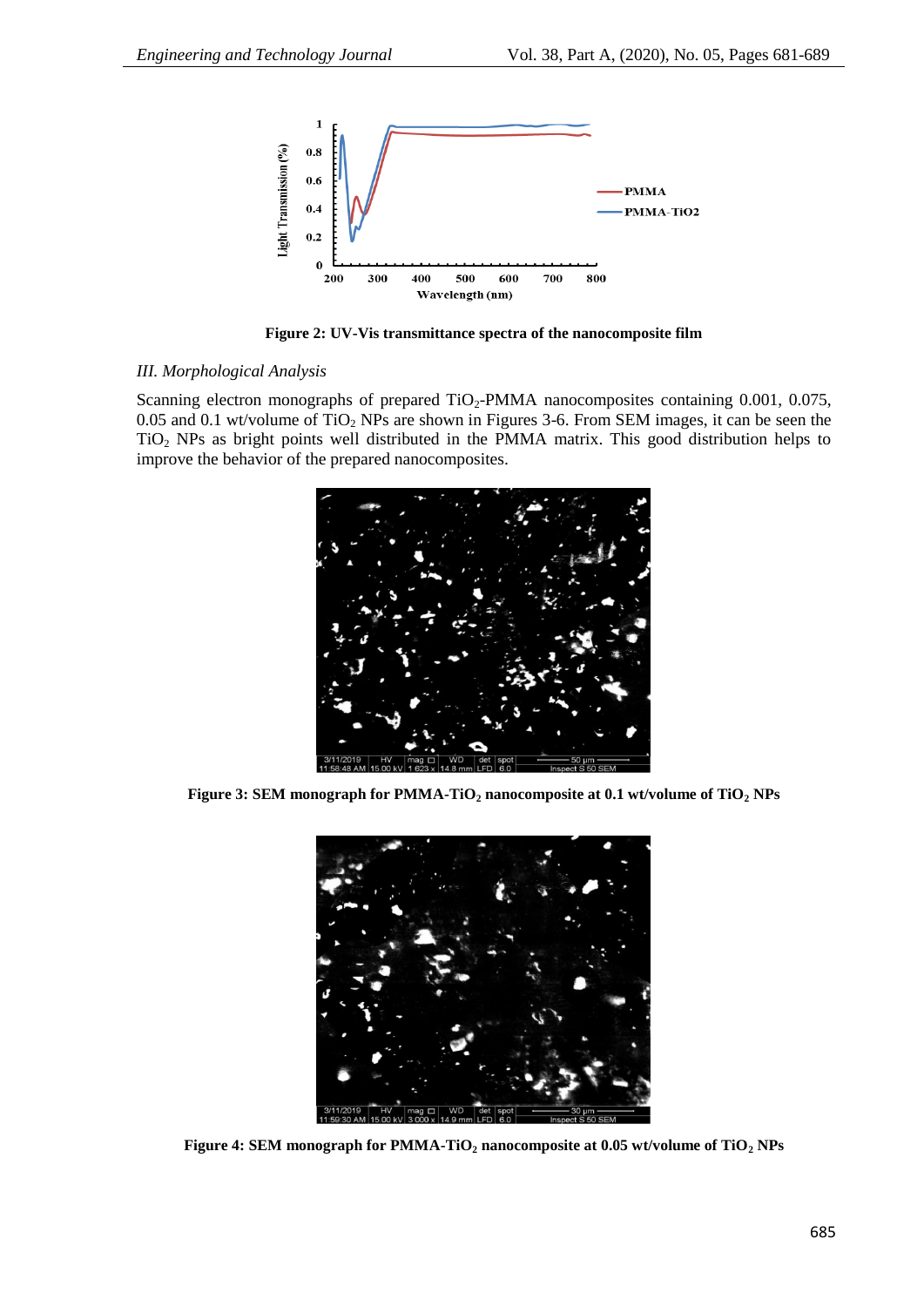Figure 2: **Figure 2: UV-Vis transmittance spectra of the nanocomposite film**

*III. Morphological Analysis*

Scanning electron monographs of prepared $TiO_2$-PMMA nanocomposites containing 0.001, 0.075, 0.05 and 0.1 wt/volume of $TiO_2$ NPs are shown in Figures 3-6. From SEM images, it can be seen the $TiO_2$ NPs as bright points well distributed in the PMMA matrix. This good distribution helps to improve the behavior of the prepared nanocomposites.

**Figure 3: SEM monograph for PMMA-$TiO_2$ nanocomposite at 0.1 wt/volume of $TiO_2$ NPs**

**Figure 4: SEM monograph for PMMA-$TiO_2$ nanocomposite at 0.05 wt/volume of $TiO_2$ NPs**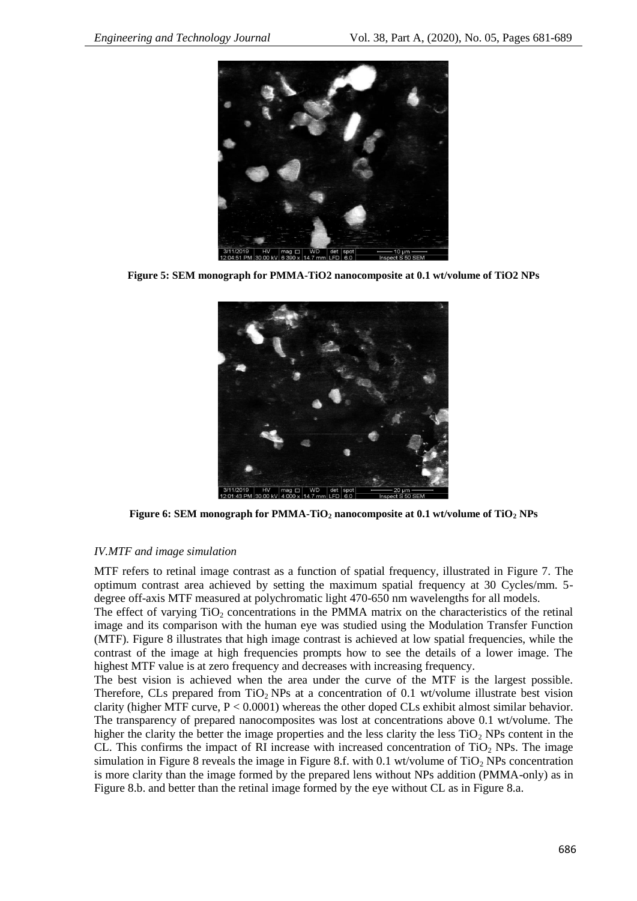Figure 5: SEM monograph for PMMA-TiO2 nanocomposite at 0.1 wt/volume of TiO2 NPs

**Figure 6: SEM monograph for PMMA-$TiO_2$ nanocomposite at 0.1 wt/volume of $TiO_2$ NPs**

*IV.MTF and image simulation*

MTF refers to retinal image contrast as a function of spatial frequency, illustrated in Figure 7. The optimum contrast area achieved by setting the maximum spatial frequency at 30 Cycles/mm. 5-degree off-axis MTF measured at polychromatic light 470-650 nm wavelengths for all models.

The effect of varying $TiO_2$ concentrations in the PMMA matrix on the characteristics of the retinal image and its comparison with the human eye was studied using the Modulation Transfer Function (MTF). Figure 8 illustrates that high image contrast is achieved at low spatial frequencies, while the contrast of the image at high frequencies prompts how to see the details of a lower image. The highest MTF value is at zero frequency and decreases with increasing frequency.

The best vision is achieved when the area under the curve of the MTF is the largest possible. Therefore, CLs prepared from $TiO_2$ NPs at a concentration of 0.1 wt/volume illustrate best vision clarity (higher MTF curve, $P < 0.0001$) whereas the other doped CLs exhibit almost similar behavior. The transparency of prepared nanocomposites was lost at concentrations above 0.1 wt/volume. The higher the clarity the better the image properties and the less clarity the less $TiO_2$ NPs content in the CL. This confirms the impact of RI increase with increased concentration of $TiO_2$ NPs. The image simulation in Figure 8 reveals the image in Figure 8.f. with 0.1 wt/volume of $TiO_2$ NPs concentration is more clarity than the image formed by the prepared lens without NPs addition (PMMA-only) as in Figure 8.b. and better than the retinal image formed by the eye without CL as in Figure 8.a.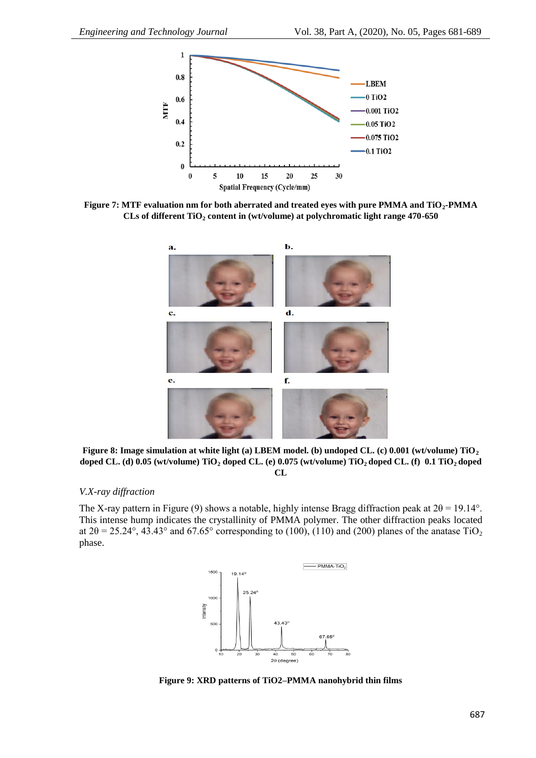**Figure 7: MTF evaluation nm for both aberrated and treated eyes with pure PMMA and $TiO_2$-PMMA CLs of different $TiO_2$ content in (wt/volume) at polychromatic light range 470-650**

**Figure 8: Image simulation at white light (a) LBEM model. (b) undoped CL. (c) 0.001 (wt/volume) $TiO_2$ doped CL. (d) 0.05 (wt/volume) $TiO_2$ doped CL. (e) 0.075 (wt/volume) $TiO_2$ doped CL. (f) 0.1 $TiO_2$ doped CL**

### *V.X-ray diffraction*

The X-ray pattern in Figure (9) shows a notable, highly intense Bragg diffraction peak at $2\theta = 19.14°$. This intense hump indicates the crystallinity of PMMA polymer. The other diffraction peaks located at $2\theta = 25.24°$, 43.43° and 67.65° corresponding to (100), (110) and (200) planes of the anatase $TiO_2$ phase.

**Figure 9: XRD patterns of TiO2–PMMA nanohybrid thin films**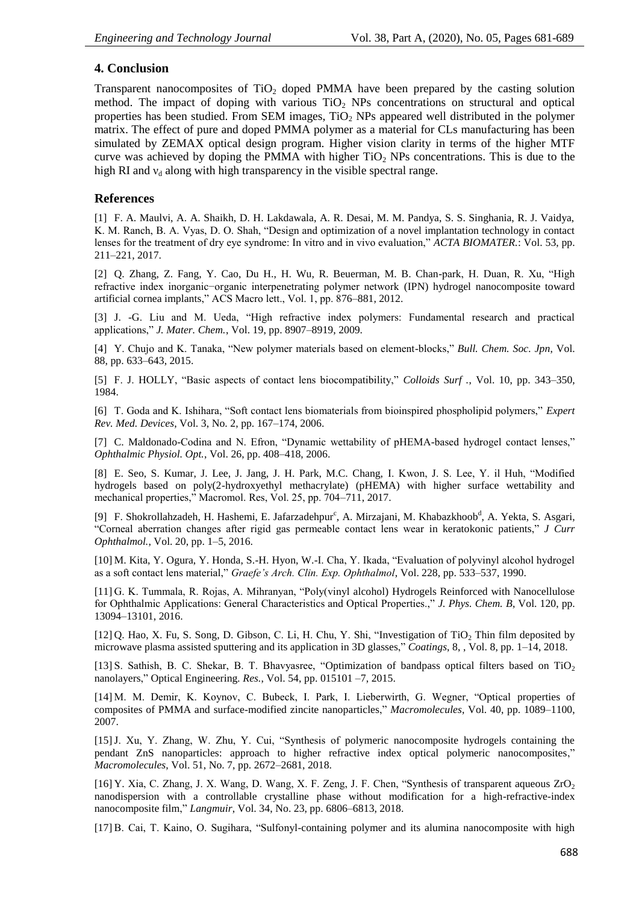## 4. Conclusion

Transparent nanocomposites of $TiO_2$ doped PMMA have been prepared by the casting solution method. The impact of doping with various $TiO_2$ NPs concentrations on structural and optical properties has been studied. From SEM images, $TiO_2$ NPs appeared well distributed in the polymer matrix. The effect of pure and doped PMMA polymer as a material for CLs manufacturing has been simulated by ZEMAX optical design program. Higher vision clarity in terms of the higher MTF curve was achieved by doping the PMMA with higher $TiO_2$ NPs concentrations. This is due to the high RI and $v_d$ along with high transparency in the visible spectral range.

## References

[1] F. A. Maulvi, A. A. Shaikh, D. H. Lakdawala, A. R. Desai, M. M. Pandya, S. S. Singhania, R. J. Vaidya, K. M. Ranch, B. A. Vyas, D. O. Shah, "Design and optimization of a novel implantation technology in contact lenses for the treatment of dry eye syndrome: In vitro and in vivo evaluation," *ACTA BIOMATER.*: Vol. 53, pp. 211–221, 2017.

[2] Q. Zhang, Z. Fang, Y. Cao, Du H., H. Wu, R. Beuerman, M. B. Chan-park, H. Duan, R. Xu, "High refractive index inorganic−organic interpenetrating polymer network (IPN) hydrogel nanocomposite toward artificial cornea implants," ACS Macro lett., Vol. 1, pp. 876–881, 2012.

[3] J. -G. Liu and M. Ueda, "High refractive index polymers: Fundamental research and practical applications," *J. Mater. Chem.*, Vol. 19, pp. 8907–8919, 2009.

[4] Y. Chujo and K. Tanaka, "New polymer materials based on element-blocks," *Bull. Chem. Soc. Jpn*, Vol. 88, pp. 633–643, 2015.

[5] F. J. HOLLY, "Basic aspects of contact lens biocompatibility," *Colloids Surf .*, Vol. 10, pp. 343–350, 1984.

[6] T. Goda and K. Ishihara, "Soft contact lens biomaterials from bioinspired phospholipid polymers," *Expert Rev. Med. Devices*, Vol. 3, No. 2, pp. 167–174, 2006.

[7] C. Maldonado-Codina and N. Efron, "Dynamic wettability of pHEMA-based hydrogel contact lenses," *Ophthalmic Physiol. Opt.*, Vol. 26, pp. 408–418, 2006.

[8] E. Seo, S. Kumar, J. Lee, J. Jang, J. H. Park, M.C. Chang, I. Kwon, J. S. Lee, Y. il Huh, "Modified hydrogels based on poly(2-hydroxyethyl methacrylate) (pHEMA) with higher surface wettability and mechanical properties," Macromol. Res, Vol. 25, pp. 704–711, 2017.

[9] F. Shokrollahzadeh, H. Hashemi, E. Jafarzadehpur[c], A. Mirzajani, M. Khabazkhoob[d], A. Yekta, S. Asgari, "Corneal aberration changes after rigid gas permeable contact lens wear in keratokonic patients," *J Curr Ophthalmol.*, Vol. 20, pp. 1–5, 2016.

[10] M. Kita, Y. Ogura, Y. Honda, S.-H. Hyon, W.-I. Cha, Y. Ikada, "Evaluation of polyvinyl alcohol hydrogel as a soft contact lens material," *Graefe's Arch. Clin. Exp. Ophthalmol*, Vol. 228, pp. 533–537, 1990.

[11] G. K. Tummala, R. Rojas, A. Mihranyan, "Poly(vinyl alcohol) Hydrogels Reinforced with Nanocellulose for Ophthalmic Applications: General Characteristics and Optical Properties.," *J. Phys. Chem. B*, Vol. 120, pp. 13094–13101, 2016.

[12] Q. Hao, X. Fu, S. Song, D. Gibson, C. Li, H. Chu, Y. Shi, "Investigation of $TiO_2$ Thin film deposited by microwave plasma assisted sputtering and its application in 3D glasses," *Coatings*, 8, , Vol. 8, pp. 1–14, 2018.

[13] S. Sathish, B. C. Shekar, B. T. Bhavyasree, "Optimization of bandpass optical filters based on $TiO_2$ nanolayers," Optical Engineering. *Res.*, Vol. 54, pp. 015101 –7, 2015.

[14] M. M. Demir, K. Koynov, C. Bubeck, I. Park, I. Lieberwirth, G. Wegner, "Optical properties of composites of PMMA and surface-modified zincite nanoparticles," *Macromolecules*, Vol. 40, pp. 1089–1100, 2007.

[15] J. Xu, Y. Zhang, W. Zhu, Y. Cui, "Synthesis of polymeric nanocomposite hydrogels containing the pendant ZnS nanoparticles: approach to higher refractive index optical polymeric nanocomposites," *Macromolecules*, Vol. 51, No. 7, pp. 2672–2681, 2018.

[16] Y. Xia, C. Zhang, J. X. Wang, D. Wang, X. F. Zeng, J. F. Chen, "Synthesis of transparent aqueous $ZrO_2$ nanodispersion with a controllable crystalline phase without modification for a high-refractive-index nanocomposite film," *Langmuir*, Vol. 34, No. 23, pp. 6806–6813, 2018.

[17] B. Cai, T. Kaino, O. Sugihara, "Sulfonyl-containing polymer and its alumina nanocomposite with high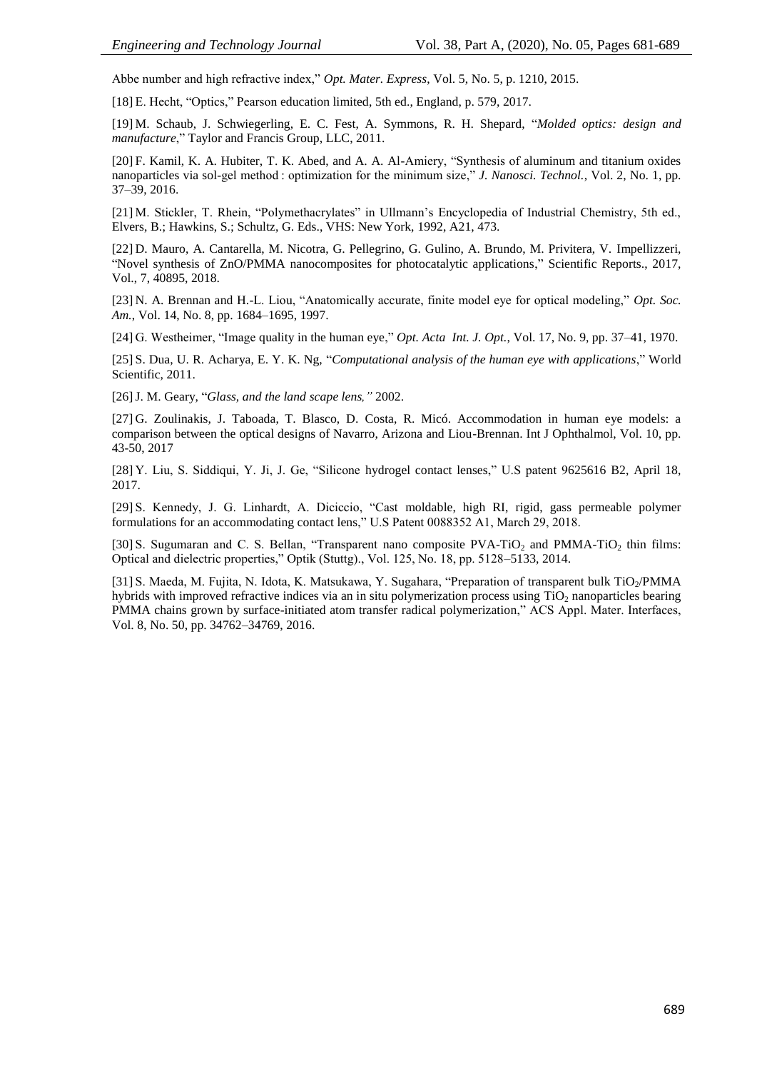Abbe number and high refractive index," *Opt. Mater. Express*, Vol. 5, No. 5, p. 1210, 2015.

[18] E. Hecht, "Optics," Pearson education limited, 5th ed., England, p. 579, 2017.

[19] M. Schaub, J. Schwiegerling, E. C. Fest, A. Symmons, R. H. Shepard, "*Molded optics: design and manufacture*," Taylor and Francis Group, LLC, 2011.

[20] F. Kamil, K. A. Hubiter, T. K. Abed, and A. A. Al-Amiery, "Synthesis of aluminum and titanium oxides nanoparticles via sol-gel method : optimization for the minimum size," *J. Nanosci. Technol.*, Vol. 2, No. 1, pp. 37–39, 2016.

[21] M. Stickler, T. Rhein, "Polymethacrylates" in Ullmann's Encyclopedia of Industrial Chemistry, 5th ed., Elvers, B.; Hawkins, S.; Schultz, G. Eds., VHS: New York, 1992, A21, 473.

[22] D. Mauro, A. Cantarella, M. Nicotra, G. Pellegrino, G. Gulino, A. Brundo, M. Privitera, V. Impellizzeri, "Novel synthesis of ZnO/PMMA nanocomposites for photocatalytic applications," Scientific Reports., 2017, Vol., 7, 40895, 2018.

[23] N. A. Brennan and H.-L. Liou, "Anatomically accurate, finite model eye for optical modeling," *Opt. Soc. Am.*, Vol. 14, No. 8, pp. 1684–1695, 1997.

[24] G. Westheimer, "Image quality in the human eye," *Opt. Acta Int. J. Opt.*, Vol. 17, No. 9, pp. 37–41, 1970.

[25] S. Dua, U. R. Acharya, E. Y. K. Ng, "*Computational analysis of the human eye with applications*," World Scientific, 2011.

[26] J. M. Geary, "*Glass, and the land scape lens,"* 2002.

[27] G. Zoulinakis, J. Taboada, T. Blasco, D. Costa, R. Micó. Accommodation in human eye models: a comparison between the optical designs of Navarro, Arizona and Liou-Brennan. Int J Ophthalmol, Vol. 10, pp. 43-50, 2017

[28] Y. Liu, S. Siddiqui, Y. Ji, J. Ge, "Silicone hydrogel contact lenses," U.S patent 9625616 B2, April 18, 2017.

[29] S. Kennedy, J. G. Linhardt, A. Diciccio, "Cast moldable, high RI, rigid, gass permeable polymer formulations for an accommodating contact lens," U.S Patent 0088352 A1, March 29, 2018.

[30] S. Sugumaran and C. S. Bellan, "Transparent nano composite PVA-$TiO_2$ and PMMA-$TiO_2$ thin films: Optical and dielectric properties," Optik (Stuttg)., Vol. 125, No. 18, pp. 5128–5133, 2014.

[31] S. Maeda, M. Fujita, N. Idota, K. Matsukawa, Y. Sugahara, "Preparation of transparent bulk $TiO_2$/PMMA hybrids with improved refractive indices via an in situ polymerization process using $TiO_2$ nanoparticles bearing PMMA chains grown by surface-initiated atom transfer radical polymerization," ACS Appl. Mater. Interfaces, Vol. 8, No. 50, pp. 34762–34769, 2016.